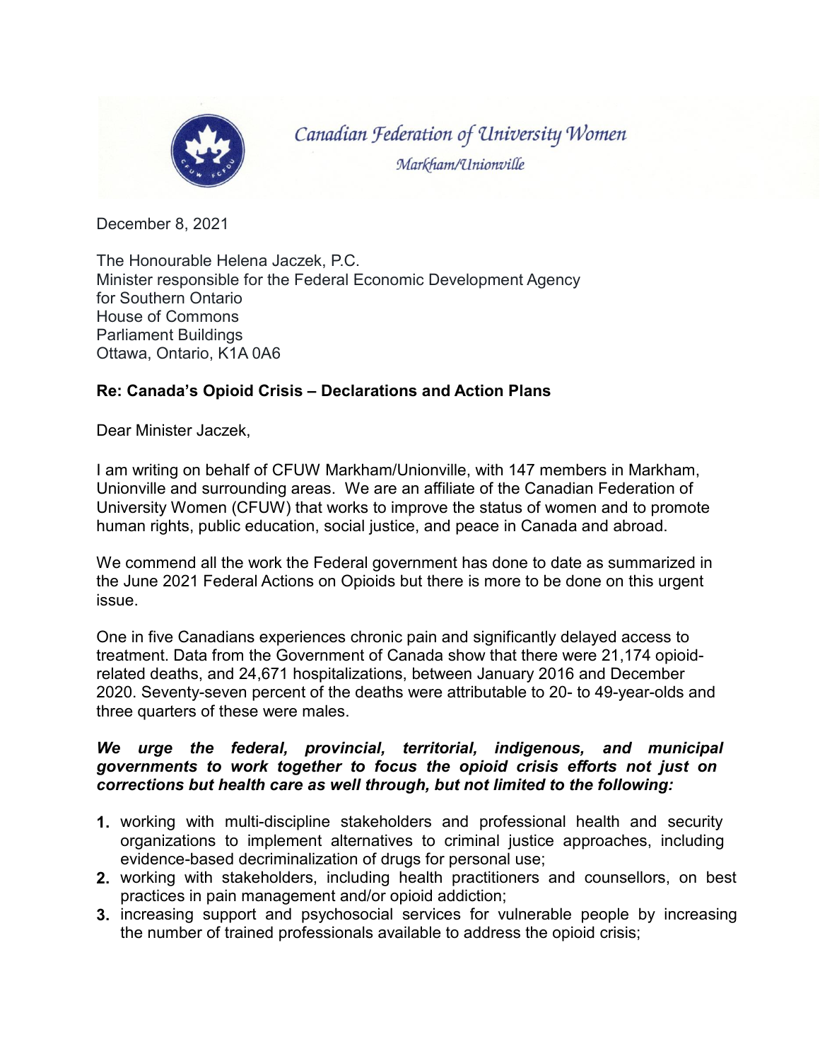Canadian Federation of University Women

Markham/Unionville

December 8, 2021

The Honourable Helena Jaczek, P.C.
Minister responsible for the Federal Economic Development Agency for Southern Ontario
House of Commons
Parliament Buildings
Ottawa, Ontario, K1A 0A6

**Re: Canada's Opioid Crisis – Declarations and Action Plans**

Dear Minister Jaczek,

I am writing on behalf of CFUW Markham/Unionville, with 147 members in Markham, Unionville and surrounding areas. We are an affiliate of the Canadian Federation of University Women (CFUW) that works to improve the status of women and to promote human rights, public education, social justice, and peace in Canada and abroad.

We commend all the work the Federal government has done to date as summarized in the June 2021 Federal Actions on Opioids but there is more to be done on this urgent issue.

One in five Canadians experiences chronic pain and significantly delayed access to treatment. Data from the Government of Canada show that there were 21,174 opioid-related deaths, and 24,671 hospitalizations, between January 2016 and December 2020. Seventy-seven percent of the deaths were attributable to 20- to 49-year-olds and three quarters of these were males.

***We urge the federal, provincial, territorial, indigenous, and municipal governments to work together to focus the opioid crisis efforts not just on corrections but health care as well through, but not limited to the following:***

1. working with multi-discipline stakeholders and professional health and security organizations to implement alternatives to criminal justice approaches, including evidence-based decriminalization of drugs for personal use;
2. working with stakeholders, including health practitioners and counsellors, on best practices in pain management and/or opioid addiction;
3. increasing support and psychosocial services for vulnerable people by increasing the number of trained professionals available to address the opioid crisis;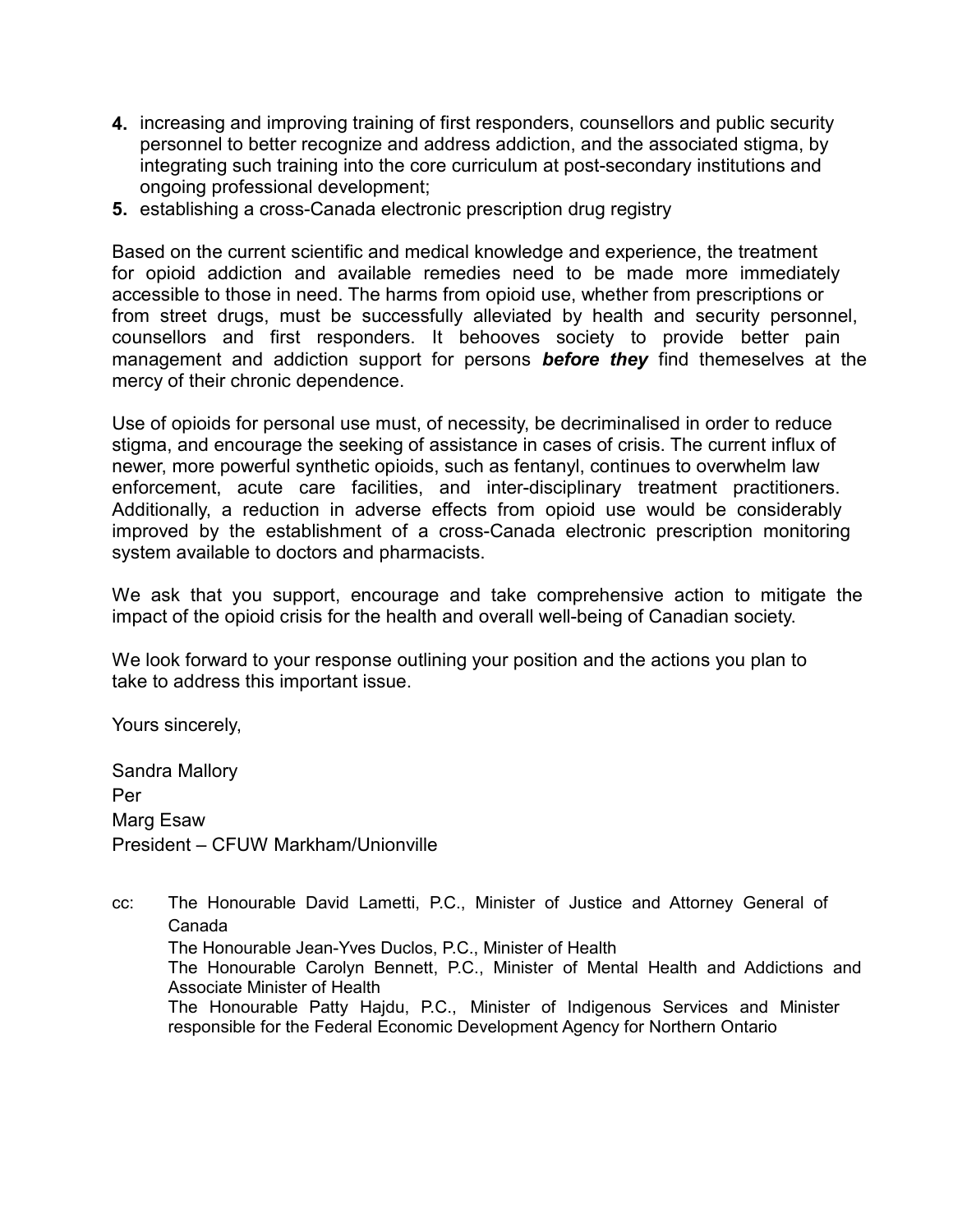4. increasing and improving training of first responders, counsellors and public security personnel to better recognize and address addiction, and the associated stigma, by integrating such training into the core curriculum at post-secondary institutions and ongoing professional development;
5. establishing a cross-Canada electronic prescription drug registry

Based on the current scientific and medical knowledge and experience, the treatment for opioid addiction and available remedies need to be made more immediately accessible to those in need. The harms from opioid use, whether from prescriptions or from street drugs, must be successfully alleviated by health and security personnel, counsellors and first responders. It behooves society to provide better pain management and addiction support for persons ***before they*** find themeselves at the mercy of their chronic dependence.

Use of opioids for personal use must, of necessity, be decriminalised in order to reduce stigma, and encourage the seeking of assistance in cases of crisis. The current influx of newer, more powerful synthetic opioids, such as fentanyl, continues to overwhelm law enforcement, acute care facilities, and inter-disciplinary treatment practitioners. Additionally, a reduction in adverse effects from opioid use would be considerably improved by the establishment of a cross-Canada electronic prescription monitoring system available to doctors and pharmacists.

We ask that you support, encourage and take comprehensive action to mitigate the impact of the opioid crisis for the health and overall well-being of Canadian society.

We look forward to your response outlining your position and the actions you plan to take to address this important issue.

Yours sincerely,

Sandra Mallory
Per
Marg Esaw
President – CFUW Markham/Unionville

cc: The Honourable David Lametti, P.C., Minister of Justice and Attorney General of Canada
The Honourable Jean-Yves Duclos, P.C., Minister of Health
The Honourable Carolyn Bennett, P.C., Minister of Mental Health and Addictions and Associate Minister of Health
The Honourable Patty Hajdu, P.C., Minister of Indigenous Services and Minister responsible for the Federal Economic Development Agency for Northern Ontario